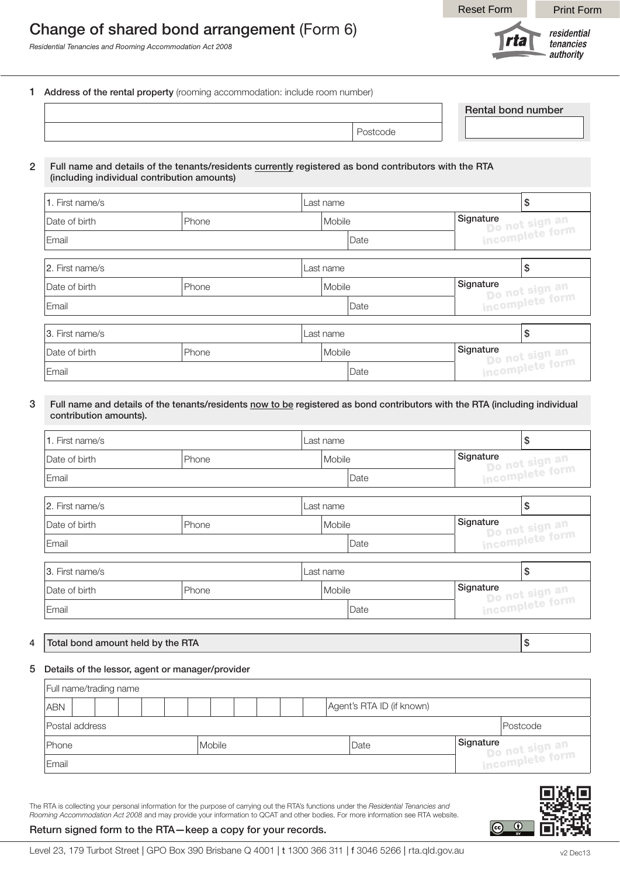# Change of shared bond arrangement (Form 6)

*Residential Tenancies and Rooming Accommodation Act 2008*

residential tenancies authority

## 1 Address of the rental property (rooming accommodation: include room number)

| | |
|---|---|
| | |
| | Postcode |

**Rental bond number**

## 2 Full name and details of the tenants/residents currently registered as bond contributors with the RTA (including individual contribution amounts)

| 1. First name/s | | Last name | | $ |
|---|---|---|---|---|
| Date of birth | Phone | Mobile | Signature *Do not sign an incomplete form* | |
| Email | | Date | | |

| 2. First name/s | | Last name | | $ |
|---|---|---|---|---|
| Date of birth | Phone | Mobile | Signature *Do not sign an incomplete form* | |
| Email | | Date | | |

| 3. First name/s | | Last name | | $ |
|---|---|---|---|---|
| Date of birth | Phone | Mobile | Signature *Do not sign an incomplete form* | |
| Email | | Date | | |

## 3 Full name and details of the tenants/residents now to be registered as bond contributors with the RTA (including individual contribution amounts).

| 1. First name/s | | Last name | | $ |
|---|---|---|---|---|
| Date of birth | Phone | Mobile | Signature *Do not sign an incomplete form* | |
| Email | | Date | | |

| 2. First name/s | | Last name | | $ |
|---|---|---|---|---|
| Date of birth | Phone | Mobile | Signature *Do not sign an incomplete form* | |
| Email | | Date | | |

| 3. First name/s | | Last name | | $ |
|---|---|---|---|---|
| Date of birth | Phone | Mobile | Signature *Do not sign an incomplete form* | |
| Email | | Date | | |

## 4 Total bond amount held by the RTA

| Total bond amount held by the RTA | $ |
|---|---|

## 5 Details of the lessor, agent or manager/provider

| Full name/trading name | | | |
|---|---|---|---|
| ABN | | Agent's RTA ID (if known) | |
| Postal address | | | Postcode |
| Phone | Mobile | Date | Signature *Do not sign an incomplete form* |
| Email | | | |

The RTA is collecting your personal information for the purpose of carrying out the RTA's functions under the *Residential Tenancies and Rooming Accommodation Act 2008* and may provide your information to QCAT and other bodies. For more information see RTA website.

**Return signed form to the RTA—keep a copy for your records.**

Level 23, 179 Turbot Street | GPO Box 390 Brisbane Q 4001 | t 1300 366 311 | f 3046 5266 | rta.qld.gov.au

v2 Dec13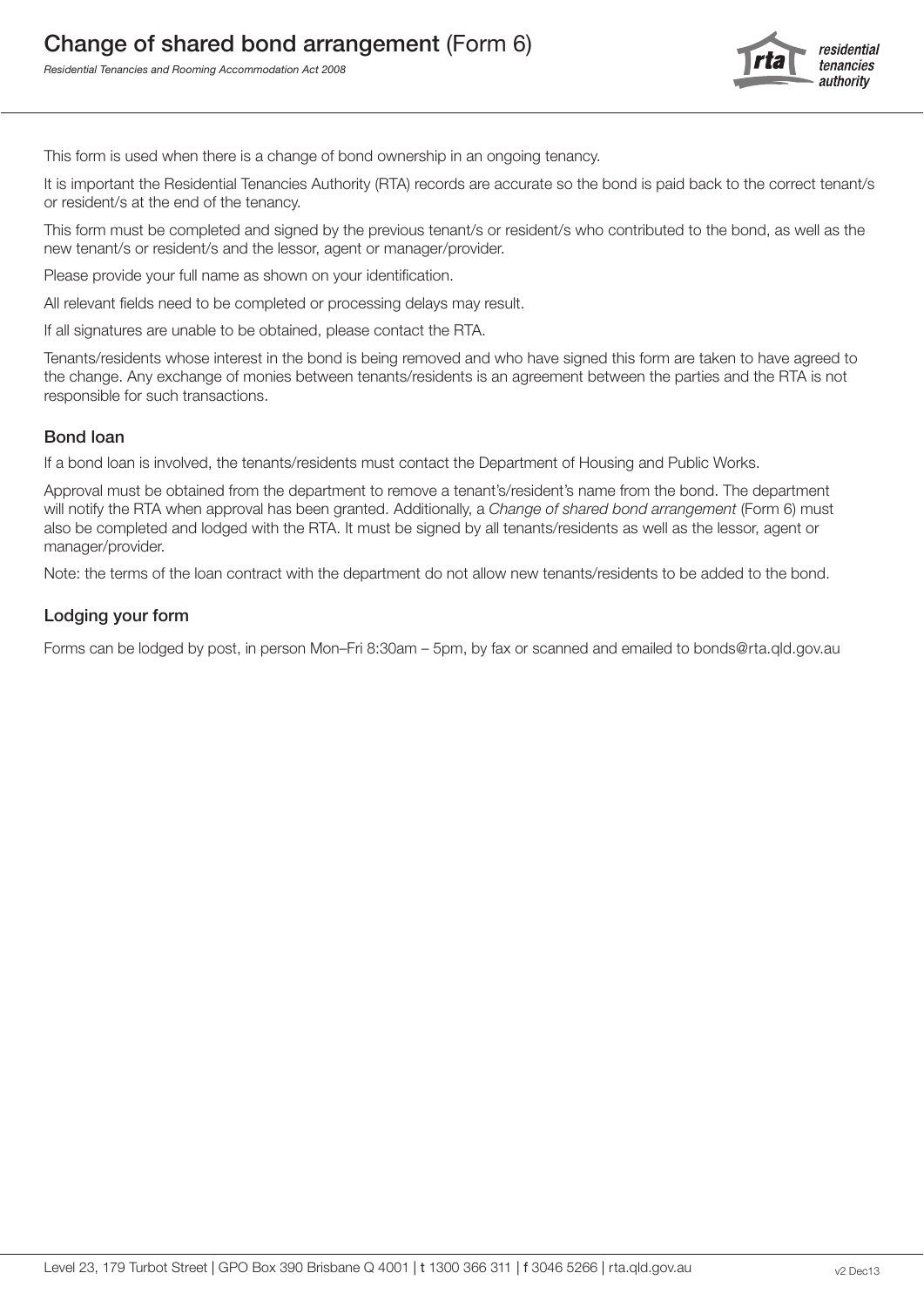# Change of shared bond arrangement (Form 6)

*Residential Tenancies and Rooming Accommodation Act 2008*

This form is used when there is a change of bond ownership in an ongoing tenancy.

It is important the Residential Tenancies Authority (RTA) records are accurate so the bond is paid back to the correct tenant/s or resident/s at the end of the tenancy.

This form must be completed and signed by the previous tenant/s or resident/s who contributed to the bond, as well as the new tenant/s or resident/s and the lessor, agent or manager/provider.

Please provide your full name as shown on your identification.

All relevant fields need to be completed or processing delays may result.

If all signatures are unable to be obtained, please contact the RTA.

Tenants/residents whose interest in the bond is being removed and who have signed this form are taken to have agreed to the change. Any exchange of monies between tenants/residents is an agreement between the parties and the RTA is not responsible for such transactions.

## Bond loan

If a bond loan is involved, the tenants/residents must contact the Department of Housing and Public Works.

Approval must be obtained from the department to remove a tenant's/resident's name from the bond. The department will notify the RTA when approval has been granted. Additionally, a *Change of shared bond arrangement* (Form 6) must also be completed and lodged with the RTA. It must be signed by all tenants/residents as well as the lessor, agent or manager/provider.

Note: the terms of the loan contract with the department do not allow new tenants/residents to be added to the bond.

## Lodging your form

Forms can be lodged by post, in person Mon–Fri 8:30am – 5pm, by fax or scanned and emailed to bonds@rta.qld.gov.au

Level 23, 179 Turbot Street | GPO Box 390 Brisbane Q 4001 | t 1300 366 311 | f 3046 5266 | rta.qld.gov.au

v2 Dec13